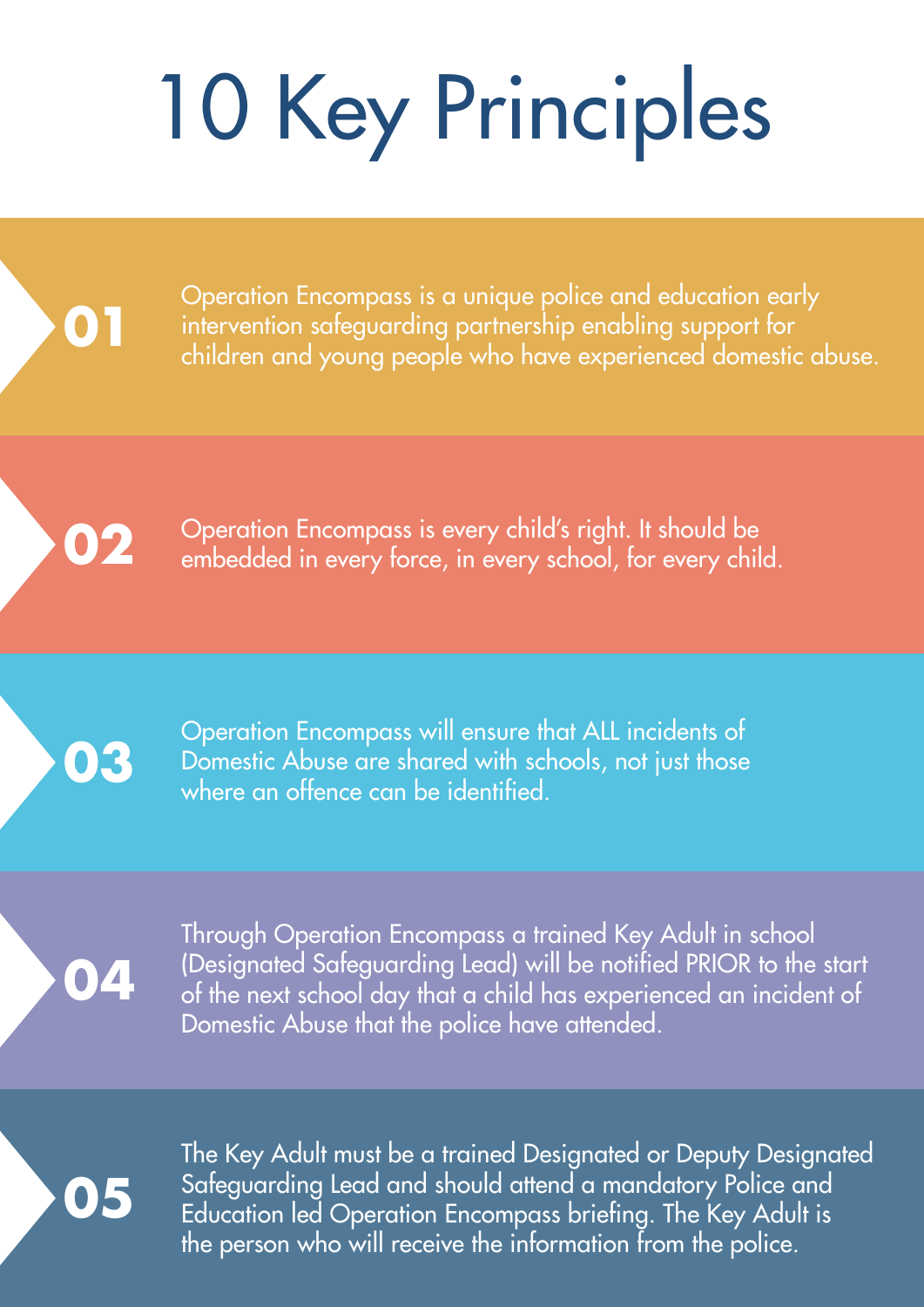# 10 Key Principles

**01** Operation Encompass is a unique police and education early intervention safeguarding partnership enabling support for children and young people who have experienced domestic abuse.

**02** Operation Encompass is every child's right. It should be embedded in every force, in every school, for every child.

**03** Operation Encompass will ensure that ALL incidents of Domestic Abuse are shared with schools, not just those where an offence can be identified.

**04** Through Operation Encompass a trained Key Adult in school (Designated Safeguarding Lead) will be notified PRIOR to the start of the next school day that a child has experienced an incident of Domestic Abuse that the police have attended.

**05** The Key Adult must be a trained Designated or Deputy Designated Safeguarding Lead and should attend a mandatory Police and Education led Operation Encompass briefing. The Key Adult is the person who will receive the information from the police.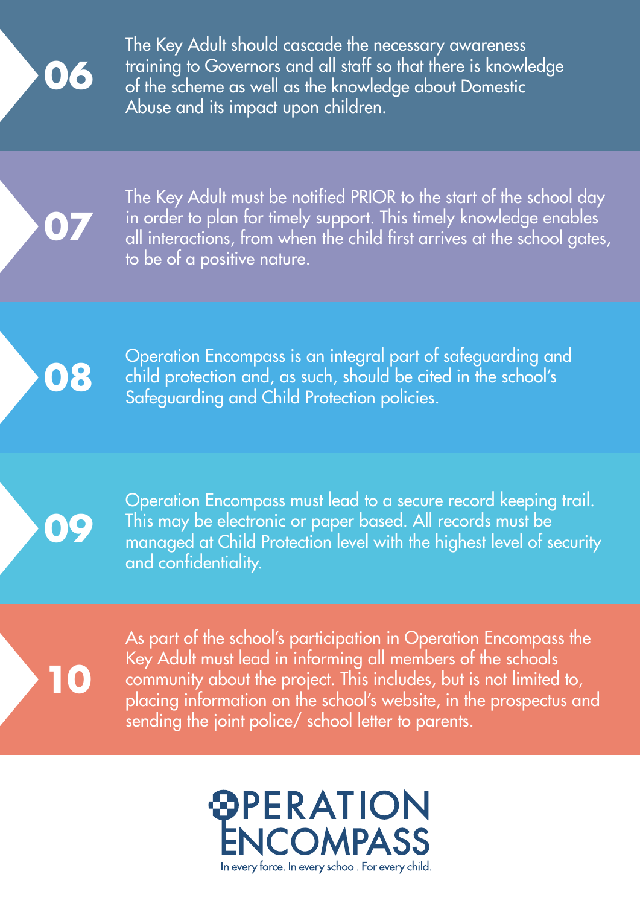**06** The Key Adult should cascade the necessary awareness training to Governors and all staff so that there is knowledge of the scheme as well as the knowledge about Domestic Abuse and its impact upon children.

**07** The Key Adult must be notified PRIOR to the start of the school day in order to plan for timely support. This timely knowledge enables all interactions, from when the child first arrives at the school gates, to be of a positive nature.

**08** Operation Encompass is an integral part of safeguarding and child protection and, as such, should be cited in the school's Safeguarding and Child Protection policies.

**09** Operation Encompass must lead to a secure record keeping trail. This may be electronic or paper based. All records must be managed at Child Protection level with the highest level of security and confidentiality.

**10** As part of the school's participation in Operation Encompass the Key Adult must lead in informing all members of the schools community about the project. This includes, but is not limited to, placing information on the school's website, in the prospectus and sending the joint police/ school letter to parents.

OPERATION ENCOMPASS

In every force. In every school. For every child.